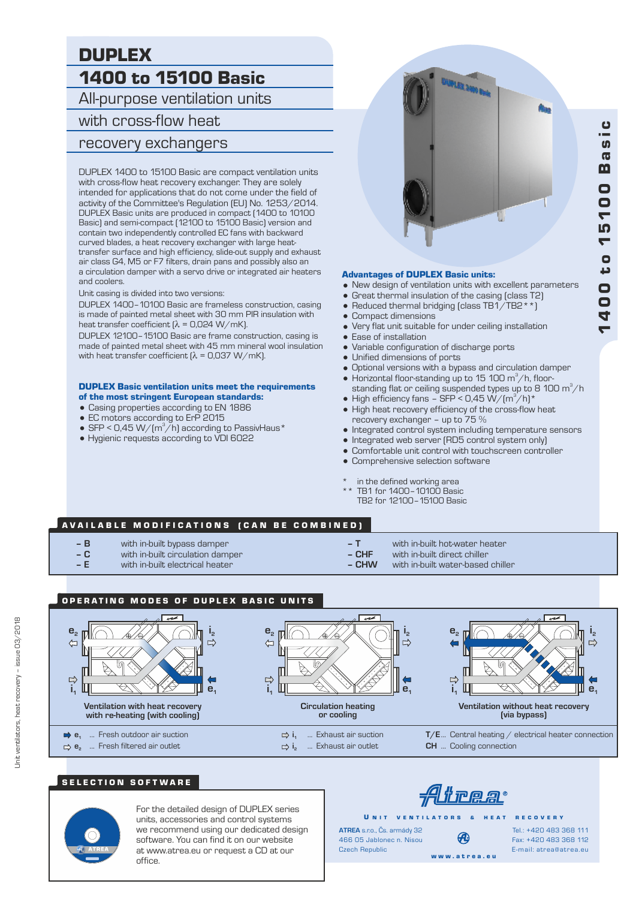# DUPLEX

## 1400 to 15100 Basic

All-purpose ventilation units with cross-flow heat recovery exchangers

DUPLEX 1400 to 15100 Basic are compact ventilation units with cross-flow heat recovery exchanger. They are solely intended for applications that do not come under the field of activity of the Committee's Regulation (EU) No. 1253/2014. DUPLEX Basic units are produced in compact (1400 to 10100 Basic) and semi-compact (12100 to 15100 Basic) version and contain two independently controlled EC fans with backward curved blades, a heat recovery exchanger with large heat-transfer surface and high efficiency, slide-out supply and exhaust air class G4, M5 or F7 filters, drain pans and possibly also an a circulation damper with a servo drive or integrated air heaters and coolers.

Unit casing is divided into two versions:

DUPLEX 1400–10100 Basic are frameless construction, casing is made of painted metal sheet with 30 mm PIR insulation with heat transfer coefficient (λ = 0,024 W/mK).

DUPLEX 12100–15100 Basic are frame construction, casing is made of painted metal sheet with 45 mm mineral wool insulation with heat transfer coefficient (λ = 0,037 W/mK).

**DUPLEX Basic ventilation units meet the requirements of the most stringent European standards:**

- Casing properties according to EN 1886
- EC motors according to ErP 2015
- SFP < 0,45 W/(m$^3$/h) according to PassivHaus*
- Hygienic requests according to VDI 6022

**Advantages of DUPLEX Basic units:**

- New design of ventilation units with excellent parameters
- Great thermal insulation of the casing (class T2)
- Reduced thermal bridging (class TB1/TB2**)
- Compact dimensions
- Very flat unit suitable for under ceiling installation
- Ease of installation
- Variable configuration of discharge ports
- Unified dimensions of ports
- Optional versions with a bypass and circulation damper
- Horizontal floor-standing up to 15 100 m$^3$/h, floor-standing flat or ceiling suspended types up to 8 100 m$^3$/h
- High efficiency fans – SFP < 0,45 W/(m$^3$/h)*
- High heat recovery efficiency of the cross-flow heat recovery exchanger – up to 75 %
- Integrated control system including temperature sensors
- Integrated web server (RD5 control system only)
- Comfortable unit control with touchscreen controller
- Comprehensive selection software

\* in the defined working area
\*\* TB1 for 1400–10100 Basic
TB2 for 12100–15100 Basic

## AVAILABLE MODIFICATIONS (CAN BE COMBINED)

| | | | |
|---|---|---|---|
| – B | with in-built bypass damper | – T | with in-built hot-water heater |
| – C | with in-built circulation damper | – CHF | with in-built direct chiller |
| – E | with in-built electrical heater | – CHW | with in-built water-based chiller |

## OPERATING MODES OF DUPLEX BASIC UNITS

Ventilation with heat recovery with re-heating (with cooling)

Circulation heating or cooling

Ventilation without heat recovery (via bypass)

- $e_1$ ... Fresh outdoor air suction
- $e_2$ ... Fresh filtered air outlet
- $i_1$ ... Exhaust air suction
- $i_2$ ... Exhaust air outlet
- T/E... Central heating / electrical heater connection
- CH ... Cooling connection

## SELECTION SOFTWARE

For the detailed design of DUPLEX series units, accessories and control systems we recommend using our dedicated design software. You can find it on our website at www.atrea.eu or request a CD at our office.

Atrea®

UNIT VENTILATORS & HEAT RECOVERY

ATREA s.r.o., Čs. armády 32
466 05 Jablonec n. Nisou
Czech Republic

Tel.: +420 483 368 111
Fax: +420 483 368 112
E-mail: atrea@atrea.eu

www.atrea.eu

Unit ventilators, heat recovery – issue 03/2018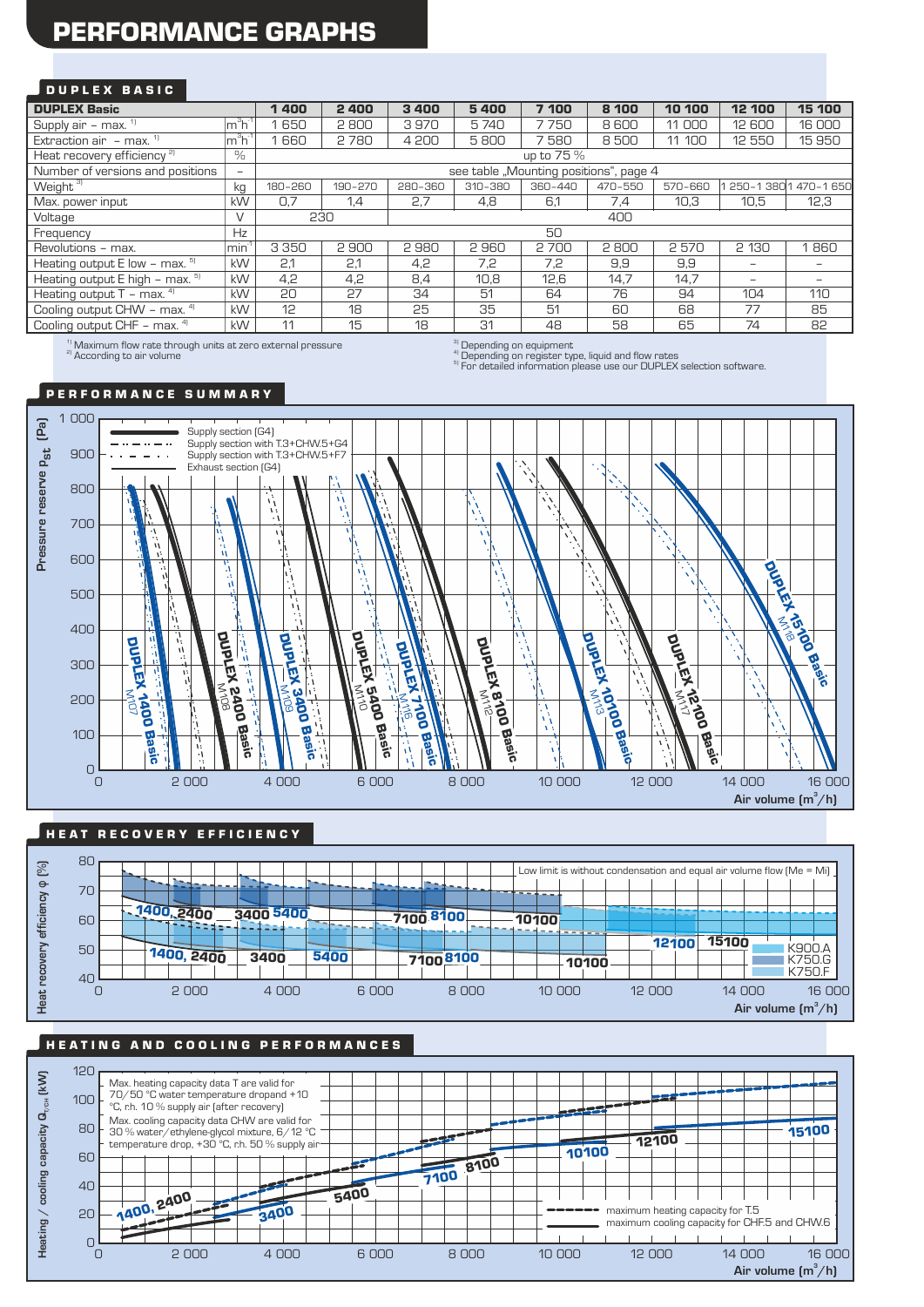# PERFORMANCE GRAPHS

## DUPLEX BASIC

| DUPLEX Basic | | 1 400 | 2 400 | 3 400 | 5 400 | 7 100 | 8 100 | 10 100 | 12 100 | 15 100 |
|---|---|---|---|---|---|---|---|---|---|---|
| Supply air – max. [1] | $m^3h^{-1}$ | 1 650 | 2 800 | 3 970 | 5 740 | 7 750 | 8 600 | 11 000 | 12 600 | 16 000 |
| Extraction air – max. [1] | $m^3h^{-1}$ | 1 660 | 2 780 | 4 200 | 5 800 | 7 580 | 8 500 | 11 100 | 12 550 | 15 950 |
| Heat recovery efficiency [2] | % | up to 75 % | | | | | | | | |
| Number of versions and positions | – | see table „Mounting positions", page 4 | | | | | | | | |
| Weight [3] | kg | 180–260 | 190–270 | 280–360 | 310–380 | 360–440 | 470–550 | 570–660 | 1 250–1 380 | 1 470–1 650 |
| Max. power input | kW | 0,7 | 1,4 | 2,7 | 4,8 | 6,1 | 7,4 | 10,3 | 10,5 | 12,3 |
| Voltage | V | 230 | | 400 | | | | | | |
| Frequency | Hz | 50 | | | | | | | | |
| Revolutions – max. | $min^{-1}$ | 3 350 | 2 900 | 2 980 | 2 960 | 2 700 | 2 800 | 2 570 | 2 130 | 1 860 |
| Heating output E low – max. [5] | kW | 2,1 | 2,1 | 4,2 | 7,2 | 7,2 | 9,9 | 9,9 | – | – |
| Heating output E high – max. [5] | kW | 4,2 | 4,2 | 8,4 | 10,8 | 12,6 | 14,7 | 14,7 | – | – |
| Heating output T – max. [4] | kW | 20 | 27 | 34 | 51 | 64 | 76 | 94 | 104 | 110 |
| Cooling output CHW – max. [4] | kW | 12 | 18 | 25 | 35 | 51 | 60 | 68 | 77 | 85 |
| Cooling output CHF – max. [4] | kW | 11 | 15 | 18 | 31 | 48 | 58 | 65 | 74 | 82 |

[1] Maximum flow rate through units at zero external pressure
[2] According to air volume
[3] Depending on equipment
[4] Depending on register type, liquid and flow rates
[5] For detailed information please use our DUPLEX selection software.

## PERFORMANCE SUMMARY

## HEAT RECOVERY EFFICIENCY

## HEATING AND COOLING PERFORMANCES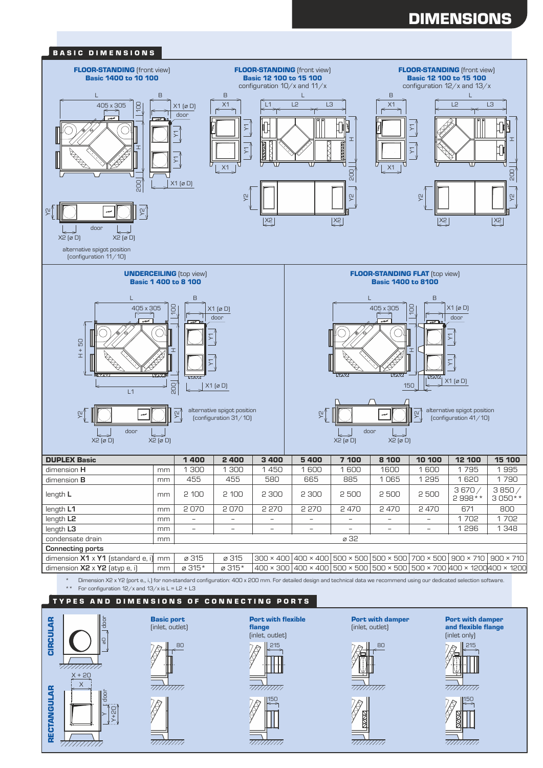# DIMENSIONS

## BASIC DIMENSIONS

**FLOOR-STANDING** (front view)
**Basic 1400 to 10 100**

**FLOOR-STANDING** (front view)
**Basic 12 100 to 15 100**
configuration 10/x and 11/x

**FLOOR-STANDING** (front view)
**Basic 12 100 to 15 100**
configuration 12/x and 13/x

alternative spigot position (configuration 11/10)

**UNDERCEILING** (top view)
**Basic 1 400 to 8 100**

alternative spigot position (configuration 31/10)

**FLOOR-STANDING FLAT** (top view)
**Basic 1400 to 8100**

alternative spigot position (configuration 41/10)

| DUPLEX Basic | | 1 400 | 2 400 | 3 400 | 5 400 | 7 100 | 8 100 | 10 100 | 12 100 | 15 100 |
|---|---|---|---|---|---|---|---|---|---|---|
| dimension **H** | mm | 1 300 | 1 300 | 1 450 | 1 600 | 1 600 | 1600 | 1 600 | 1 795 | 1 995 |
| dimension **B** | mm | 455 | 455 | 580 | 665 | 885 | 1 065 | 1 295 | 1 620 | 1 790 |
| length **L** | mm | 2 100 | 2 100 | 2 300 | 2 300 | 2 500 | 2 500 | 2 500 | 3 670 / 2 998** | 3 850 / 3 050** |
| length **L1** | mm | 2 070 | 2 070 | 2 270 | 2 270 | 2 470 | 2 470 | 2 470 | 671 | 800 |
| length **L2** | mm | – | – | – | – | – | – | – | 1 702 | 1 702 |
| length **L3** | mm | – | – | – | – | – | – | – | 1 296 | 1 348 |
| condensate drain | mm | ø 32 | | | | | | | | |
| **Connecting ports** | | | | | | | | | | |
| dimension **X1** x **Y1** (standard e, i) | mm | ø 315 | ø 315 | 300 × 400 | 400 × 400 | 500 × 500 | 500 × 500 | 700 × 500 | 900 × 710 | 900 × 710 |
| dimension **X2** x **Y2** (atyp e, i) | mm | ø 315* | ø 315* | 400 × 300 | 400 × 400 | 500 × 500 | 500 × 500 | 500 × 700 | 400 × 1200 | 400 × 1200 |

\* Dimension X2 x Y2 (port $e_1$, $i_1$) for non-standard configuration: 400 x 200 mm. For detailed design and technical data we recommend using our dedicated selection software.
\*\* For configuration 12/x and 13/x is L = L2 + L3

## TYPES AND DIMENSIONS OF CONNECTING PORTS

**CIRCULAR**

**RECTANGULAR**

**Basic port** (inlet, outlet)

**Port with flexible flange** (inlet, outlet)

**Port with damper** (inlet, outlet)

**Port with damper and flexible flange** (inlet only)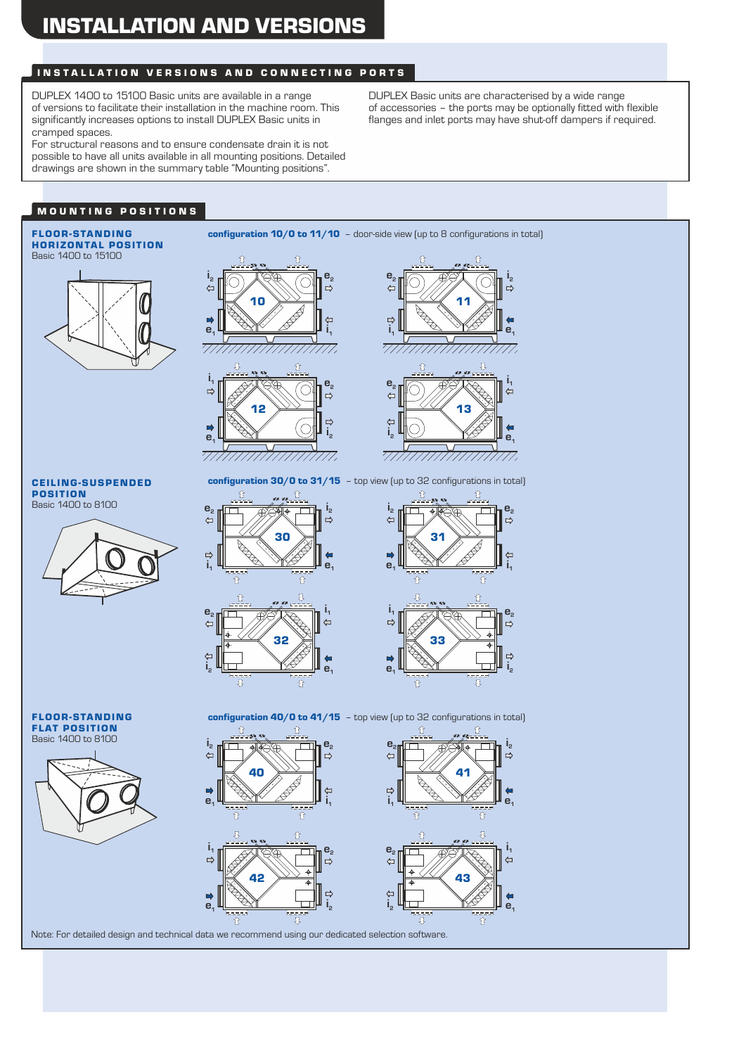# INSTALLATION AND VERSIONS

## INSTALLATION VERSIONS AND CONNECTING PORTS

DUPLEX 1400 to 15100 Basic units are available in a range of versions to facilitate their installation in the machine room. This significantly increases options to install DUPLEX Basic units in cramped spaces.

For structural reasons and to ensure condensate drain it is not possible to have all units available in all mounting positions. Detailed drawings are shown in the summary table "Mounting positions".

DUPLEX Basic units are characterised by a wide range of accessories – the ports may be optionally fitted with flexible flanges and inlet ports may have shut-off dampers if required.

## MOUNTING POSITIONS

### FLOOR-STANDING HORIZONTAL POSITION

Basic 1400 to 15100

**configuration 10/0 to 11/10** – door-side view (up to 8 configurations in total)

### CEILING-SUSPENDED POSITION

Basic 1400 to 8100

**configuration 30/0 to 31/15** – top view (up to 32 configurations in total)

### FLOOR-STANDING FLAT POSITION

Basic 1400 to 8100

**configuration 40/0 to 41/15** – top view (up to 32 configurations in total)

Note: For detailed design and technical data we recommend using our dedicated selection software.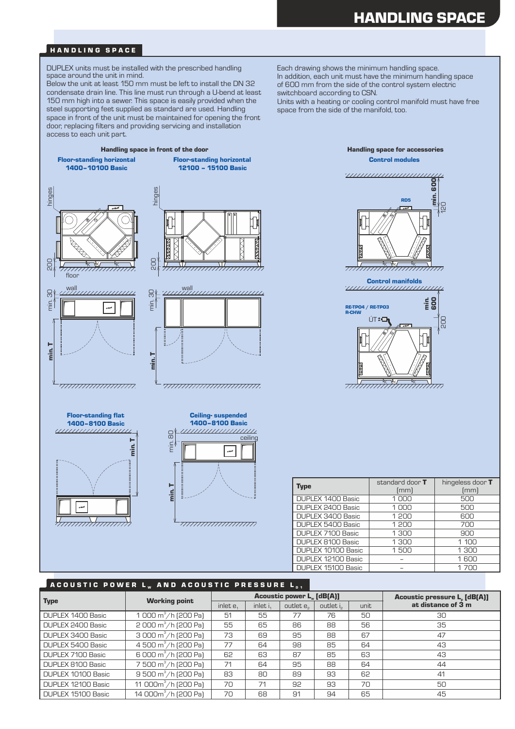## HANDLING SPACE

DUPLEX units must be installed with the prescribed handling space around the unit in mind.
Below the unit at least 150 mm must be left to install the DN 32 condensate drain line. This line must run through a U-bend at least 150 mm high into a sewer. This space is easily provided when the steel supporting feet supplied as standard are used. Handling space in front of the unit must be maintained for opening the front door, replacing filters and providing servicing and installation access to each unit part.

Each drawing shows the minimum handling space.
In addition, each unit must have the minimum handling space of 600 mm from the side of the control system electric switchboard according to CSN.
Units with a heating or cooling control manifold must have free space from the side of the manifold, too.

**Handling space in front of the door**

**Floor-standing horizontal 1400–10100 Basic**

**Floor-standing horizontal 12100 – 15100 Basic**

**Floor-standing flat 1400–8100 Basic**

**Ceiling- suspended 1400–8100 Basic**

**Handling space for accessories**

**Control modules**

**Control manifolds**

| Type | standard door **T** [mm] | hingeless door **T** [mm] |
|---|---|---|
| DUPLEX 1400 Basic | 1 000 | 500 |
| DUPLEX 2400 Basic | 1 000 | 500 |
| DUPLEX 3400 Basic | 1 200 | 600 |
| DUPLEX 5400 Basic | 1 200 | 700 |
| DUPLEX 7100 Basic | 1 300 | 900 |
| DUPLEX 8100 Basic | 1 300 | 1 100 |
| DUPLEX 10100 Basic | 1 500 | 1 300 |
| DUPLEX 12100 Basic | – | 1 600 |
| DUPLEX 15100 Basic | – | 1 700 |

## ACOUSTIC POWER $L_W$ AND ACOUSTIC PRESSURE $L_{p1}$

| Type | Working point | Acoustic power $L_w$ [dB(A)] | | | | | Acoustic pressure $L_p$ [dB(A)] at distance of 3 m |
|---|---|---|---|---|---|---|---|
| | | inlet $e_1$ | inlet $i_1$ | outlet $e_2$ | outlet $i_2$ | unit | |
| DUPLEX 1400 Basic | 1 000 m³/h (200 Pa) | 51 | 55 | 77 | 76 | 50 | 30 |
| DUPLEX 2400 Basic | 2 000 m³/h (200 Pa) | 55 | 65 | 86 | 88 | 56 | 35 |
| DUPLEX 3400 Basic | 3 000 m³/h (200 Pa) | 73 | 69 | 95 | 88 | 67 | 47 |
| DUPLEX 5400 Basic | 4 500 m³/h (200 Pa) | 77 | 64 | 98 | 85 | 64 | 43 |
| DUPLEX 7100 Basic | 6 000 m³/h (200 Pa) | 62 | 63 | 87 | 85 | 63 | 43 |
| DUPLEX 8100 Basic | 7 500 m³/h (200 Pa) | 71 | 64 | 95 | 88 | 64 | 44 |
| DUPLEX 10100 Basic | 9 500 m³/h (200 Pa) | 83 | 80 | 89 | 93 | 62 | 41 |
| DUPLEX 12100 Basic | 11 000m³/h (200 Pa) | 70 | 71 | 92 | 93 | 70 | 50 |
| DUPLEX 15100 Basic | 14 000m³/h (200 Pa) | 70 | 68 | 91 | 94 | 65 | 45 |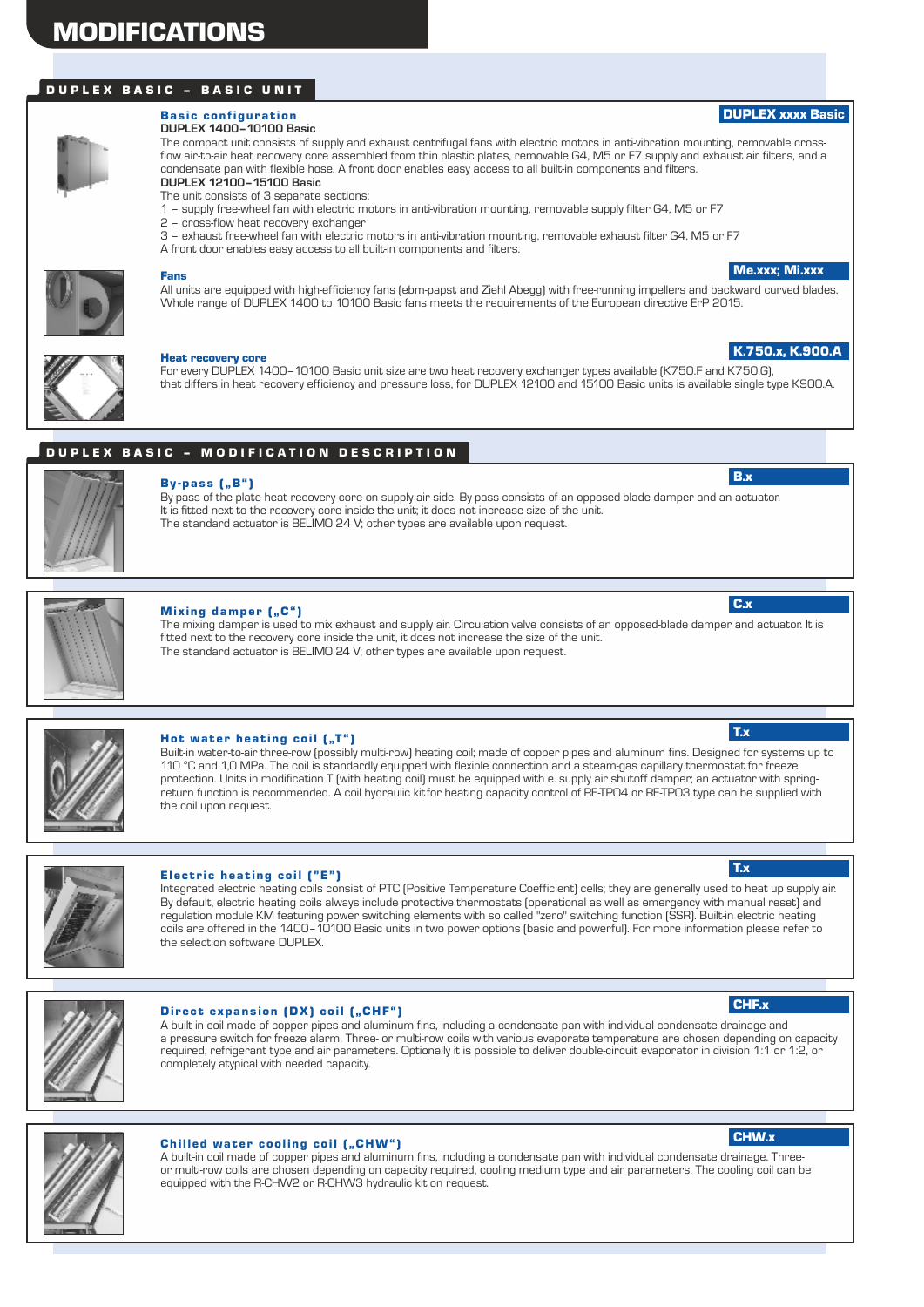# MODIFICATIONS

## DUPLEX BASIC – BASIC UNIT

### Basic configuration

**DUPLEX xxxx Basic**

**DUPLEX 1400–10100 Basic**

The compact unit consists of supply and exhaust centrifugal fans with electric motors in anti-vibration mounting, removable cross-flow air-to-air heat recovery core assembled from thin plastic plates, removable G4, M5 or F7 supply and exhaust air filters, and a condensate pan with flexible hose. A front door enables easy access to all built-in components and filters.

**DUPLEX 12100–15100 Basic**

The unit consists of 3 separate sections:

1 – supply free-wheel fan with electric motors in anti-vibration mounting, removable supply filter G4, M5 or F7
2 – cross-flow heat recovery exchanger
3 – exhaust free-wheel fan with electric motors in anti-vibration mounting, removable exhaust filter G4, M5 or F7

A front door enables easy access to all built-in components and filters.

### Fans

**Me.xxx; Mi.xxx**

All units are equipped with high-efficiency fans (ebm-papst and Ziehl Abegg) with free-running impellers and backward curved blades. Whole range of DUPLEX 1400 to 10100 Basic fans meets the requirements of the European directive ErP 2015.

### Heat recovery core

**K.750.x, K.900.A**

For every DUPLEX 1400–10100 Basic unit size are two heat recovery exchanger types available (K750.F and K750.G), that differs in heat recovery efficiency and pressure loss, for DUPLEX 12100 and 15100 Basic units is available single type K900.A.

## DUPLEX BASIC – MODIFICATION DESCRIPTION

### By-pass („B")

**B.x**

By-pass of the plate heat recovery core on supply air side. By-pass consists of an opposed-blade damper and an actuator. It is fitted next to the recovery core inside the unit; it does not increase size of the unit.
The standard actuator is BELIMO 24 V; other types are available upon request.

### Mixing damper („C")

**C.x**

The mixing damper is used to mix exhaust and supply air. Circulation valve consists of an opposed-blade damper and actuator. It is fitted next to the recovery core inside the unit, it does not increase the size of the unit.
The standard actuator is BELIMO 24 V; other types are available upon request.

### Hot water heating coil („T")

**T.x**

Built-in water-to-air three-row (possibly multi-row) heating coil; made of copper pipes and aluminum fins. Designed for systems up to 110 °C and 1,0 MPa. The coil is standardly equipped with flexible connection and a steam-gas capillary thermostat for freeze protection. Units in modification T (with heating coil) must be equipped with e, supply air shutoff damper; an actuator with spring-return function is recommended. A coil hydraulic kit for heating capacity control of RE-TPO4 or RE-TPO3 type can be supplied with the coil upon request.

### Electric heating coil ("E")

**T.x**

Integrated electric heating coils consist of PTC (Positive Temperature Coefficient) cells; they are generally used to heat up supply air. By default, electric heating coils always include protective thermostats (operational as well as emergency with manual reset) and regulation module KM featuring power switching elements with so called "zero" switching function (SSR). Built-in electric heating coils are offered in the 1400–10100 Basic units in two power options (basic and powerful). For more information please refer to the selection software DUPLEX.

### Direct expansion (DX) coil („CHF")

**CHF.x**

A built-in coil made of copper pipes and aluminum fins, including a condensate pan with individual condensate drainage and a pressure switch for freeze alarm. Three- or multi-row coils with various evaporate temperature are chosen depending on capacity required, refrigerant type and air parameters. Optionally it is possible to deliver double-circuit evaporator in division 1:1 or 1:2, or completely atypical with needed capacity.

### Chilled water cooling coil („CHW")

**CHW.x**

A built-in coil made of copper pipes and aluminum fins, including a condensate pan with individual condensate drainage. Three- or multi-row coils are chosen depending on capacity required, cooling medium type and air parameters. The cooling coil can be equipped with the R-CHW2 or R-CHW3 hydraulic kit on request.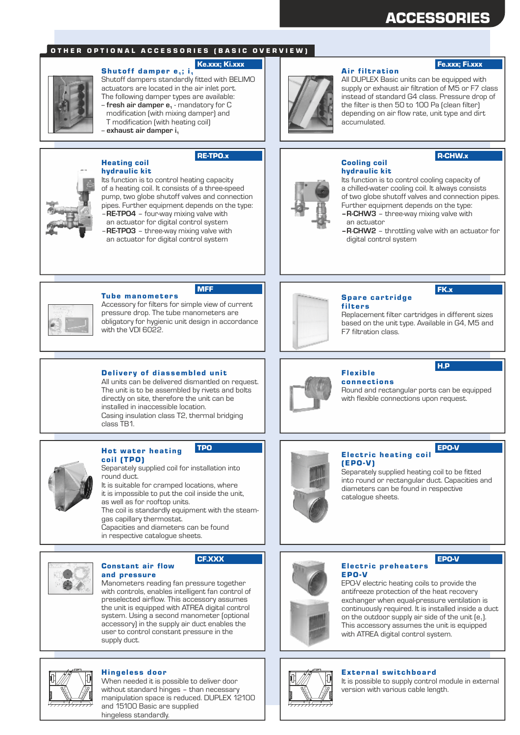# ACCESSORIES

## OTHER OPTIONAL ACCESSORIES (BASIC OVERVIEW)

### Shutoff damper $e_1$; $i_1$

**Ke.xxx; Ki.xxx**

Shutoff dampers standardly fitted with BELIMO actuators are located in the air inlet port. The following damper types are available:

- **fresh air damper $e_1$** - mandatory for C modification (with mixing damper) and T modification (with heating coil)
- **exhaust air damper $i_1$**

### Air filtration

**Fe.xxx; Fi.xxx**

All DUPLEX Basic units can be equipped with supply or exhaust air filtration of M5 or F7 class instead of standard G4 class. Pressure drop of the filter is then 50 to 100 Pa (clean filter) depending on air flow rate, unit type and dirt accumulated.

### Heating coil hydraulic kit

**RE-TPO.x**

Its function is to control heating capacity of a heating coil. It consists of a three-speed pump, two globe shutoff valves and connection pipes. Further equipment depends on the type:

- **RE-TPO4** – four-way mixing valve with an actuator for digital control system
- **RE-TPO3** – three-way mixing valve with an actuator for digital control system

### Cooling coil hydraulic kit

**R-CHW.x**

Its function is to control cooling capacity of a chilled-water cooling coil. It always consists of two globe shutoff valves and connection pipes. Further equipment depends on the type:

- **R-CHW3** – three-way mixing valve with an actuator
- **R-CHW2** – throttling valve with an actuator for digital control system

### Tube manometers

**MFF**

Accessory for filters for simple view of current pressure drop. The tube manometers are obligatory for hygienic unit design in accordance with the VDI 6022.

### Spare cartridge filters

**FK.x**

Replacement filter cartridges in different sizes based on the unit type. Available in G4, M5 and F7 filtration class.

### Delivery of diassembled unit

All units can be delivered dismantled on request. The unit is to be assembled by rivets and bolts directly on site, therefore the unit can be installed in inaccessible location.
Casing insulation class T2, thermal bridging class TB1.

### Flexible connections

**H.P**

Round and rectangular ports can be equipped with flexible connections upon request.

### Hot water heating coil (TPO)

**TPO**

Separately supplied coil for installation into round duct.
It is suitable for cramped locations, where it is impossible to put the coil inside the unit, as well as for rooftop units.
The coil is standardly equipment with the steam-gas capillary thermostat.
Capacities and diameters can be found in respective catalogue sheets.

### Electric heating coil (EPO-V)

**EPO-V**

Separately supplied heating coil to be fitted into round or rectangular duct. Capacities and diameters can be found in respective catalogue sheets.

### Constant air flow and pressure

**CF.XXX**

Manometers reading fan pressure together with controls, enables intelligent fan control of preselected airflow. This accessory assumes the unit is equipped with ATREA digital control system. Using a second manometer (optional accessory) in the supply air duct enables the user to control constant pressure in the supply duct.

### Electric preheaters EPO-V

**EPO-V**

EPO-V electric heating coils to provide the antifreeze protection of the heat recovery exchanger when equal-pressure ventilation is continuously required. It is installed inside a duct on the outdoor supply air side of the unit ($e_1$). This accessory assumes the unit is equipped with ATREA digital control system.

### Hingeless door

When needed it is possible to deliver door without standard hinges – than necessary manipulation space is reduced. DUPLEX 12100 and 15100 Basic are supplied hingeless standardly.

### External switchboard

It is possible to supply control module in external version with various cable length.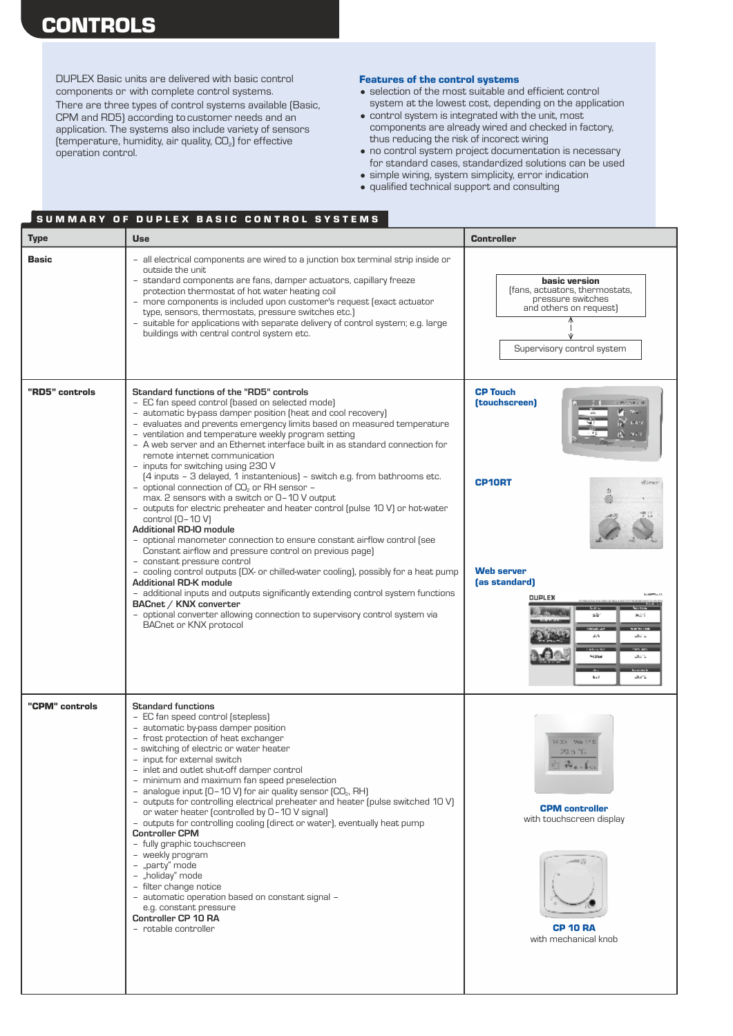# CONTROLS

DUPLEX Basic units are delivered with basic control components or with complete control systems.
There are three types of control systems available (Basic, CPM and RD5) according to customer needs and an application. The systems also include variety of sensors (temperature, humidity, air quality, $CO_2$) for effective operation control.

**Features of the control systems**

- selection of the most suitable and efficient control system at the lowest cost, depending on the application
- control system is integrated with the unit, most components are already wired and checked in factory, thus reducing the risk of incorrect wiring
- no control system project documentation is necessary for standard cases, standardized solutions can be used
- simple wiring, system simplicity, error indication
- qualified technical support and consulting

## SUMMARY OF DUPLEX BASIC CONTROL SYSTEMS

| Type | Use | Controller |
| --- | --- | --- |
| **Basic** | – all electrical components are wired to a junction box terminal strip inside or outside the unit<br>– standard components are fans, damper actuators, capillary freeze protection thermostat of hot water heating coil<br>– more components is included upon customer's request (exact actuator type, sensors, thermostats, pressure switches etc.)<br>– suitable for applications with separate delivery of control system; e.g. large buildings with central control system etc. | **basic version** (fans, actuators, thermostats, pressure switches and others on request) ↔ Supervisory control system |
| **"RD5" controls** | **Standard functions of the "RD5" controls**<br>– EC fan speed control (based on selected mode)<br>– automatic by-pass damper position (heat and cool recovery)<br>– evaluates and prevents emergency limits based on measured temperature<br>– ventilation and temperature weekly program setting<br>– A web server and an Ethernet interface built in as standard connection for remote internet communication<br>– inputs for switching using 230 V (4 inputs – 3 delayed, 1 instantenious) – switch e.g. from bathrooms etc.<br>– optional connection of $CO_2$ or RH sensor – max. 2 sensors with a switch or 0–10 V output<br>– outputs for electric preheater and heater control (pulse 10 V) or hot-water control (0–10 V)<br>**Additional RD-IO module**<br>– optional manometer connection to ensure constant airflow control (see Constant airflow and pressure control on previous page)<br>– constant pressure control<br>– cooling control outputs (DX- or chilled-water cooling), possibly for a heat pump<br>**Additional RD-K module**<br>– additional inputs and outputs significantly extending control system functions<br>**BACnet / KNX converter**<br>– optional converter allowing connection to supervisory control system via BACnet or KNX protocol | **CP Touch (touchscreen)**<br><br>**CP10RT**<br><br>**Web server (as standard)** |
| **"CPM" controls** | **Standard functions**<br>– EC fan speed control (stepless)<br>– automatic by-pass damper position<br>– frost protection of heat exchanger<br>– switching of electric or water heater<br>– input for external switch<br>– inlet and outlet shut-off damper control<br>– minimum and maximum fan speed preselection<br>– analogue input (0–10 V) for air quality sensor ($CO_2$, RH)<br>– outputs for controlling electrical preheater and heater (pulse switched 10 V) or water heater (controlled by 0–10 V signal)<br>– outputs for controlling cooling (direct or water), eventually heat pump<br>**Controller CPM**<br>– fully graphic touchscreen<br>– weekly program<br>– „party" mode<br>– „holiday" mode<br>– filter change notice<br>– automatic operation based on constant signal – e.g. constant pressure<br>**Controller CP 10 RA**<br>– rotable controller | **CPM controller** with touchscreen display<br><br>**CP 10 RA** with mechanical knob |